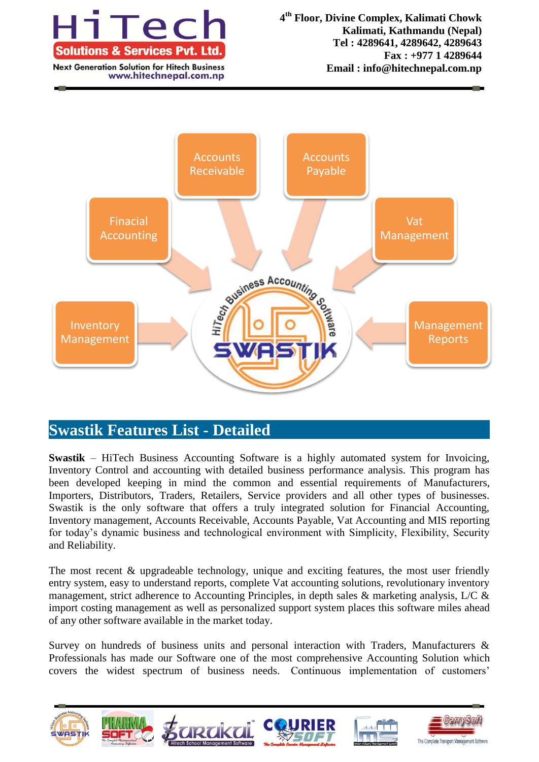# Swastik Features List - Detailed

**Swastik** – HiTech Business Accounting Software is a highly automated system for Invoicing, Inventory Control and accounting with detailed business performance analysis. This program has been developed keeping in mind the common and essential requirements of Manufacturers, Importers, Distributors, Traders, Retailers, Service providers and all other types of businesses. Swastik is the only software that offers a truly integrated solution for Financial Accounting, Inventory management, Accounts Receivable, Accounts Payable, Vat Accounting and MIS reporting for today's dynamic business and technological environment with Simplicity, Flexibility, Security and Reliability.

The most recent & upgradeable technology, unique and exciting features, the most user friendly entry system, easy to understand reports, complete Vat accounting solutions, revolutionary inventory management, strict adherence to Accounting Principles, in depth sales & marketing analysis, L/C & import costing management as well as personalized support system places this software miles ahead of any other software available in the market today.

Survey on hundreds of business units and personal interaction with Traders, Manufacturers & Professionals has made our Software one of the most comprehensive Accounting Solution which covers the widest spectrum of business needs. Continuous implementation of customers'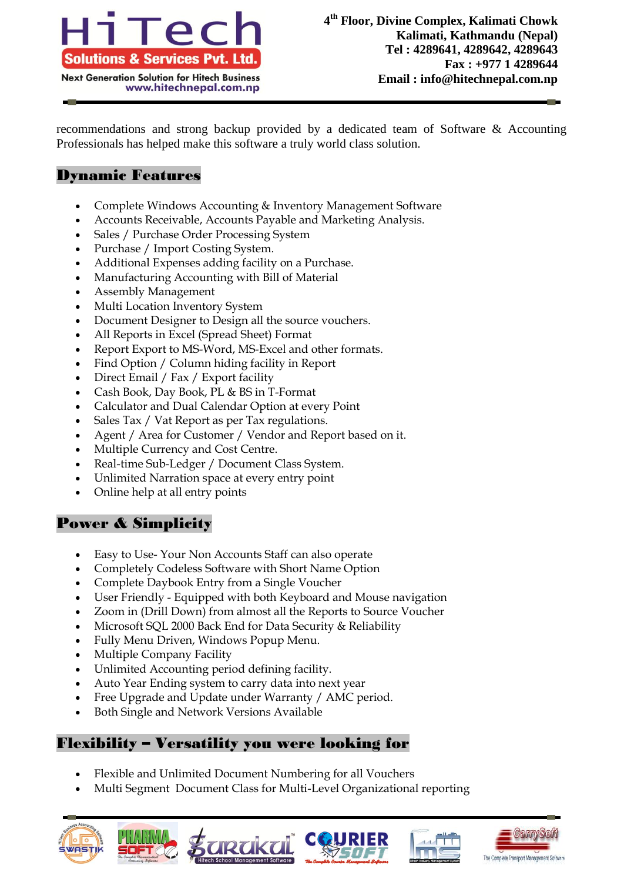recommendations and strong backup provided by a dedicated team of Software & Accounting Professionals has helped make this software a truly world class solution.

## Dynamic Features

- Complete Windows Accounting & Inventory Management Software
- Accounts Receivable, Accounts Payable and Marketing Analysis.
- Sales / Purchase Order Processing System
- Purchase / Import Costing System.
- Additional Expenses adding facility on a Purchase.
- Manufacturing Accounting with Bill of Material
- Assembly Management
- Multi Location Inventory System
- Document Designer to Design all the source vouchers.
- All Reports in Excel (Spread Sheet) Format
- Report Export to MS-Word, MS-Excel and other formats.
- Find Option / Column hiding facility in Report
- Direct Email / Fax / Export facility
- Cash Book, Day Book, PL & BS in T-Format
- Calculator and Dual Calendar Option at every Point
- Sales Tax / Vat Report as per Tax regulations.
- Agent / Area for Customer / Vendor and Report based on it.
- Multiple Currency and Cost Centre.
- Real-time Sub-Ledger / Document Class System.
- Unlimited Narration space at every entry point
- Online help at all entry points

## Power & Simplicity

- Easy to Use- Your Non Accounts Staff can also operate
- Completely Codeless Software with Short Name Option
- Complete Daybook Entry from a Single Voucher
- User Friendly - Equipped with both Keyboard and Mouse navigation
- Zoom in (Drill Down) from almost all the Reports to Source Voucher
- Microsoft SQL 2000 Back End for Data Security & Reliability
- Fully Menu Driven, Windows Popup Menu.
- Multiple Company Facility
- Unlimited Accounting period defining facility.
- Auto Year Ending system to carry data into next year
- Free Upgrade and Update under Warranty / AMC period.
- Both Single and Network Versions Available

## Flexibility – Versatility you were looking for

- Flexible and Unlimited Document Numbering for all Vouchers
- Multi Segment Document Class for Multi-Level Organizational reporting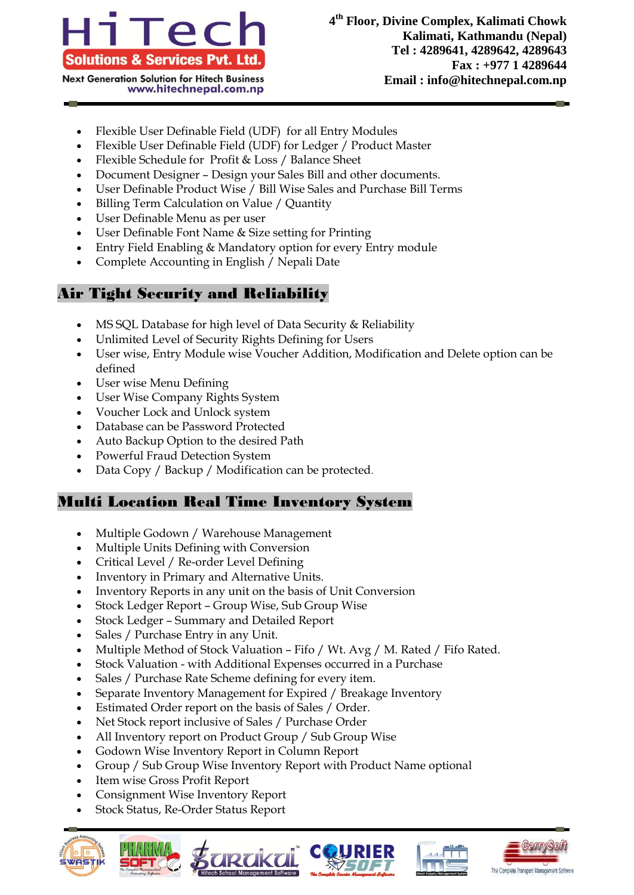- Flexible User Definable Field (UDF) for all Entry Modules
- Flexible User Definable Field (UDF) for Ledger / Product Master
- Flexible Schedule for Profit & Loss / Balance Sheet
- Document Designer – Design your Sales Bill and other documents.
- User Definable Product Wise / Bill Wise Sales and Purchase Bill Terms
- Billing Term Calculation on Value / Quantity
- User Definable Menu as per user
- User Definable Font Name & Size setting for Printing
- Entry Field Enabling & Mandatory option for every Entry module
- Complete Accounting in English / Nepali Date

## Air Tight Security and Reliability

- MS SQL Database for high level of Data Security & Reliability
- Unlimited Level of Security Rights Defining for Users
- User wise, Entry Module wise Voucher Addition, Modification and Delete option can be defined
- User wise Menu Defining
- User Wise Company Rights System
- Voucher Lock and Unlock system
- Database can be Password Protected
- Auto Backup Option to the desired Path
- Powerful Fraud Detection System
- Data Copy / Backup / Modification can be protected.

## Multi Location Real Time Inventory System

- Multiple Godown / Warehouse Management
- Multiple Units Defining with Conversion
- Critical Level / Re-order Level Defining
- Inventory in Primary and Alternative Units.
- Inventory Reports in any unit on the basis of Unit Conversion
- Stock Ledger Report – Group Wise, Sub Group Wise
- Stock Ledger – Summary and Detailed Report
- Sales / Purchase Entry in any Unit.
- Multiple Method of Stock Valuation – Fifo / Wt. Avg / M. Rated / Fifo Rated.
- Stock Valuation - with Additional Expenses occurred in a Purchase
- Sales / Purchase Rate Scheme defining for every item.
- Separate Inventory Management for Expired / Breakage Inventory
- Estimated Order report on the basis of Sales / Order.
- Net Stock report inclusive of Sales / Purchase Order
- All Inventory report on Product Group / Sub Group Wise
- Godown Wise Inventory Report in Column Report
- Group / Sub Group Wise Inventory Report with Product Name optional
- Item wise Gross Profit Report
- Consignment Wise Inventory Report
- Stock Status, Re-Order Status Report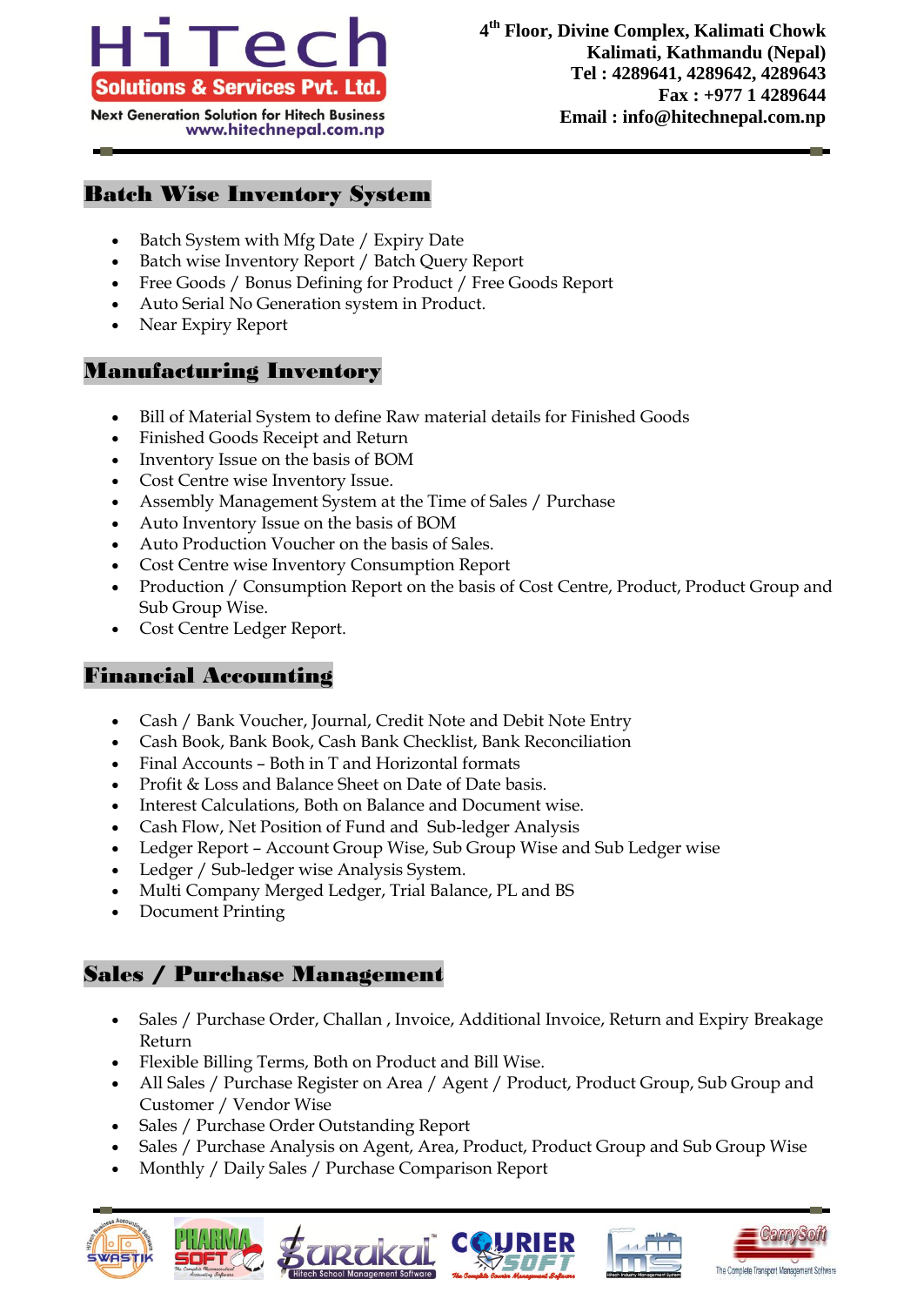## Batch Wise Inventory System

- Batch System with Mfg Date / Expiry Date
- Batch wise Inventory Report / Batch Query Report
- Free Goods / Bonus Defining for Product / Free Goods Report
- Auto Serial No Generation system in Product.
- Near Expiry Report

## Manufacturing Inventory

- Bill of Material System to define Raw material details for Finished Goods
- Finished Goods Receipt and Return
- Inventory Issue on the basis of BOM
- Cost Centre wise Inventory Issue.
- Assembly Management System at the Time of Sales / Purchase
- Auto Inventory Issue on the basis of BOM
- Auto Production Voucher on the basis of Sales.
- Cost Centre wise Inventory Consumption Report
- Production / Consumption Report on the basis of Cost Centre, Product, Product Group and Sub Group Wise.
- Cost Centre Ledger Report.

## Financial Accounting

- Cash / Bank Voucher, Journal, Credit Note and Debit Note Entry
- Cash Book, Bank Book, Cash Bank Checklist, Bank Reconciliation
- Final Accounts – Both in T and Horizontal formats
- Profit & Loss and Balance Sheet on Date of Date basis.
- Interest Calculations, Both on Balance and Document wise.
- Cash Flow, Net Position of Fund and Sub-ledger Analysis
- Ledger Report – Account Group Wise, Sub Group Wise and Sub Ledger wise
- Ledger / Sub-ledger wise Analysis System.
- Multi Company Merged Ledger, Trial Balance, PL and BS
- Document Printing

## Sales / Purchase Management

- Sales / Purchase Order, Challan , Invoice, Additional Invoice, Return and Expiry Breakage Return
- Flexible Billing Terms, Both on Product and Bill Wise.
- All Sales / Purchase Register on Area / Agent / Product, Product Group, Sub Group and Customer / Vendor Wise
- Sales / Purchase Order Outstanding Report
- Sales / Purchase Analysis on Agent, Area, Product, Product Group and Sub Group Wise
- Monthly / Daily Sales / Purchase Comparison Report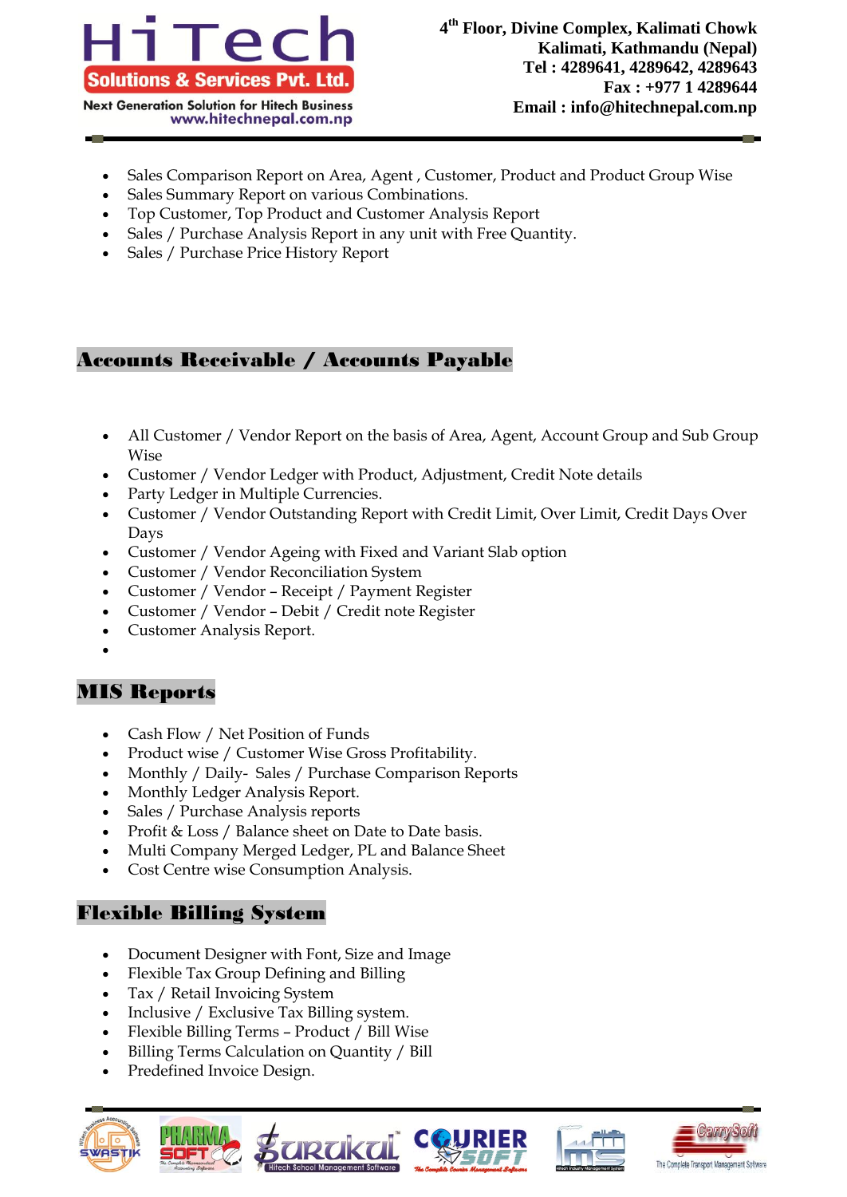- Sales Comparison Report on Area, Agent , Customer, Product and Product Group Wise
- Sales Summary Report on various Combinations.
- Top Customer, Top Product and Customer Analysis Report
- Sales / Purchase Analysis Report in any unit with Free Quantity.
- Sales / Purchase Price History Report

## Accounts Receivable / Accounts Payable

- All Customer / Vendor Report on the basis of Area, Agent, Account Group and Sub Group Wise
- Customer / Vendor Ledger with Product, Adjustment, Credit Note details
- Party Ledger in Multiple Currencies.
- Customer / Vendor Outstanding Report with Credit Limit, Over Limit, Credit Days Over Days
- Customer / Vendor Ageing with Fixed and Variant Slab option
- Customer / Vendor Reconciliation System
- Customer / Vendor – Receipt / Payment Register
- Customer / Vendor – Debit / Credit note Register
- Customer Analysis Report.

## MIS Reports

- Cash Flow / Net Position of Funds
- Product wise / Customer Wise Gross Profitability.
- Monthly / Daily- Sales / Purchase Comparison Reports
- Monthly Ledger Analysis Report.
- Sales / Purchase Analysis reports
- Profit & Loss / Balance sheet on Date to Date basis.
- Multi Company Merged Ledger, PL and Balance Sheet
- Cost Centre wise Consumption Analysis.

## Flexible Billing System

- Document Designer with Font, Size and Image
- Flexible Tax Group Defining and Billing
- Tax / Retail Invoicing System
- Inclusive / Exclusive Tax Billing system.
- Flexible Billing Terms – Product / Bill Wise
- Billing Terms Calculation on Quantity / Bill
- Predefined Invoice Design.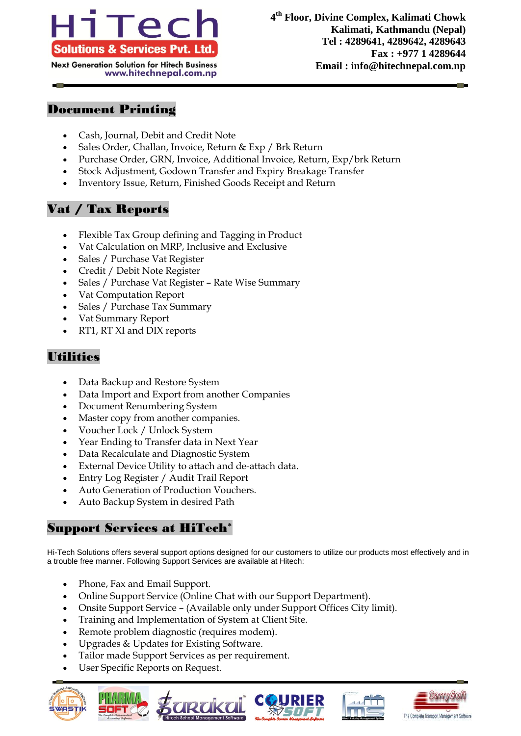## Document Printing

- Cash, Journal, Debit and Credit Note
- Sales Order, Challan, Invoice, Return & Exp / Brk Return
- Purchase Order, GRN, Invoice, Additional Invoice, Return, Exp/brk Return
- Stock Adjustment, Godown Transfer and Expiry Breakage Transfer
- Inventory Issue, Return, Finished Goods Receipt and Return

## Vat / Tax Reports

- Flexible Tax Group defining and Tagging in Product
- Vat Calculation on MRP, Inclusive and Exclusive
- Sales / Purchase Vat Register
- Credit / Debit Note Register
- Sales / Purchase Vat Register – Rate Wise Summary
- Vat Computation Report
- Sales / Purchase Tax Summary
- Vat Summary Report
- RT1, RT XI and DIX reports

## Utilities

- Data Backup and Restore System
- Data Import and Export from another Companies
- Document Renumbering System
- Master copy from another companies.
- Voucher Lock / Unlock System
- Year Ending to Transfer data in Next Year
- Data Recalculate and Diagnostic System
- External Device Utility to attach and de-attach data.
- Entry Log Register / Audit Trail Report
- Auto Generation of Production Vouchers.
- Auto Backup System in desired Path

## Support Services at HiTech*

Hi-Tech Solutions offers several support options designed for our customers to utilize our products most effectively and in a trouble free manner. Following Support Services are available at Hitech:

- Phone, Fax and Email Support.
- Online Support Service (Online Chat with our Support Department).
- Onsite Support Service – (Available only under Support Offices City limit).
- Training and Implementation of System at Client Site.
- Remote problem diagnostic (requires modem).
- Upgrades & Updates for Existing Software.
- Tailor made Support Services as per requirement.
- User Specific Reports on Request.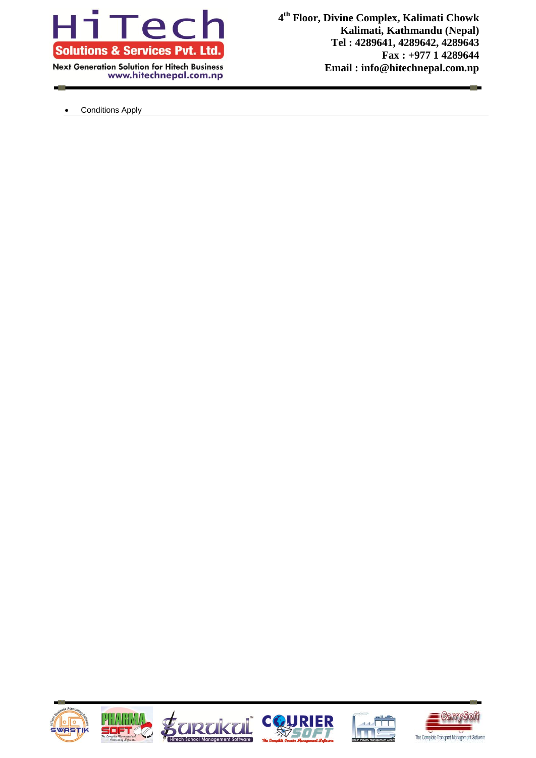- Conditions Apply